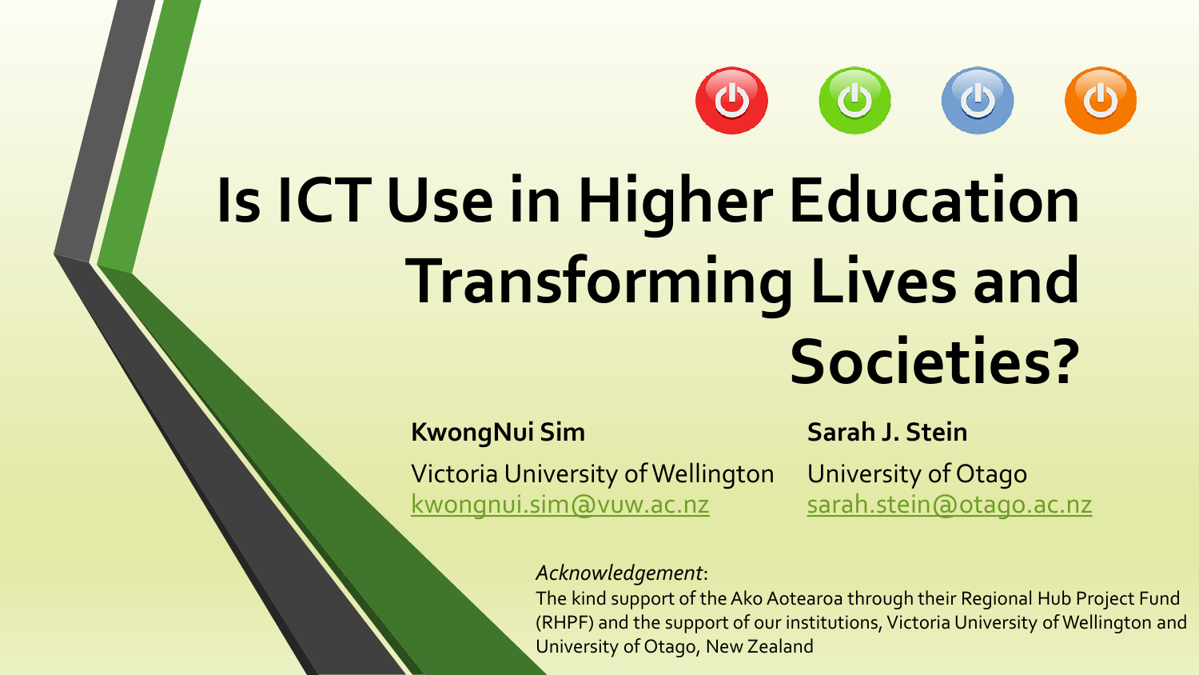# Is ICT Use in Higher Education Transforming Lives and Societies?

**KwongNui Sim**

Victoria University of Wellington
kwongnui.sim@vuw.ac.nz

**Sarah J. Stein**

University of Otago
sarah.stein@otago.ac.nz

*Acknowledgement*:
The kind support of the Ako Aotearoa through their Regional Hub Project Fund (RHPF) and the support of our institutions, Victoria University of Wellington and University of Otago, New Zealand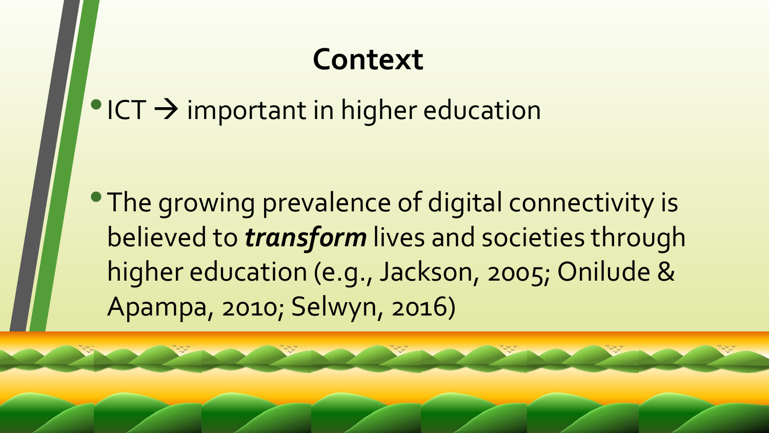# Context

- ICT → important in higher education

- The growing prevalence of digital connectivity is believed to ***transform*** lives and societies through higher education (e.g., Jackson, 2005; Onilude & Apampa, 2010; Selwyn, 2016)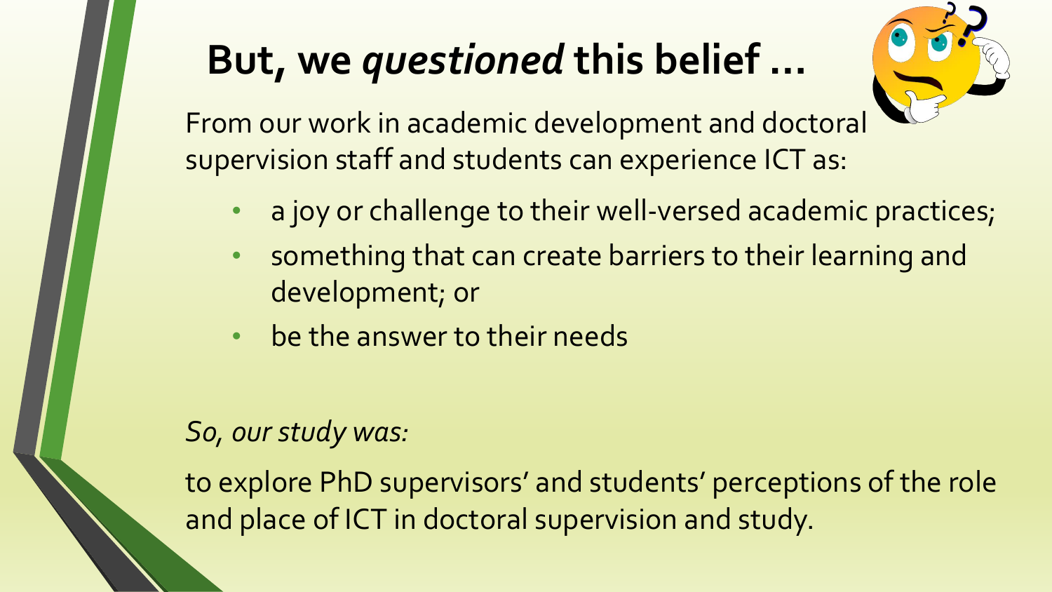# But, we *questioned* this belief …

From our work in academic development and doctoral supervision staff and students can experience ICT as:

- a joy or challenge to their well-versed academic practices;
- something that can create barriers to their learning and development; or
- be the answer to their needs

*So, our study was:*

to explore PhD supervisors' and students' perceptions of the role and place of ICT in doctoral supervision and study.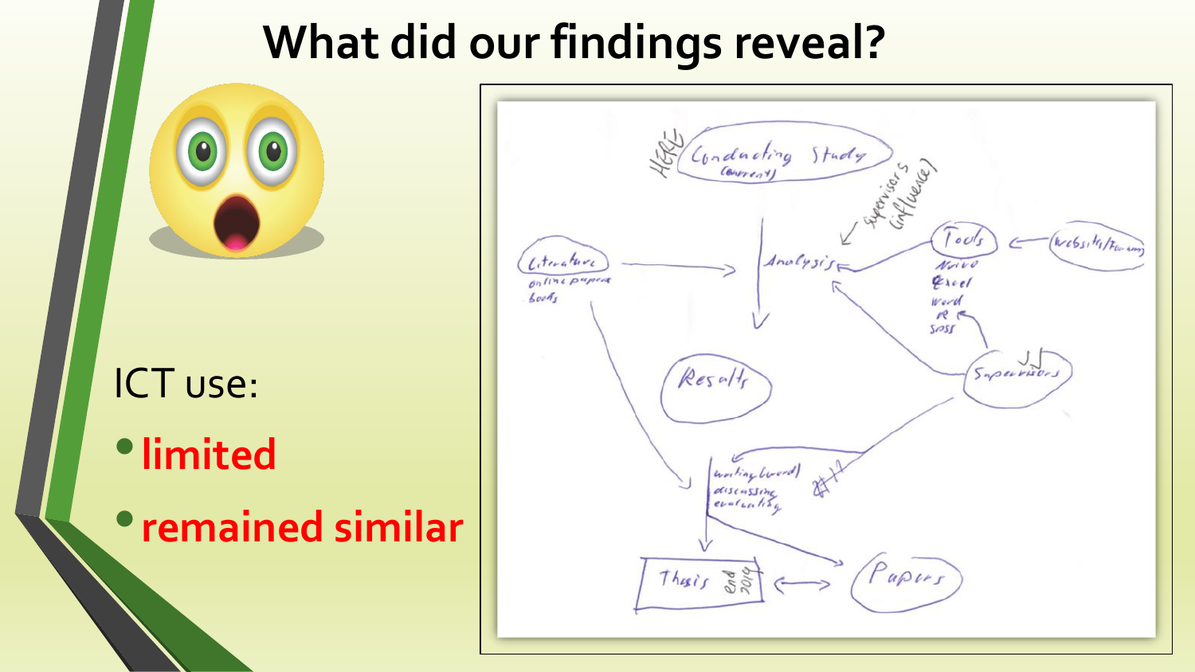# What did our findings reveal?

ICT use:

- **limited**
- **remained similar**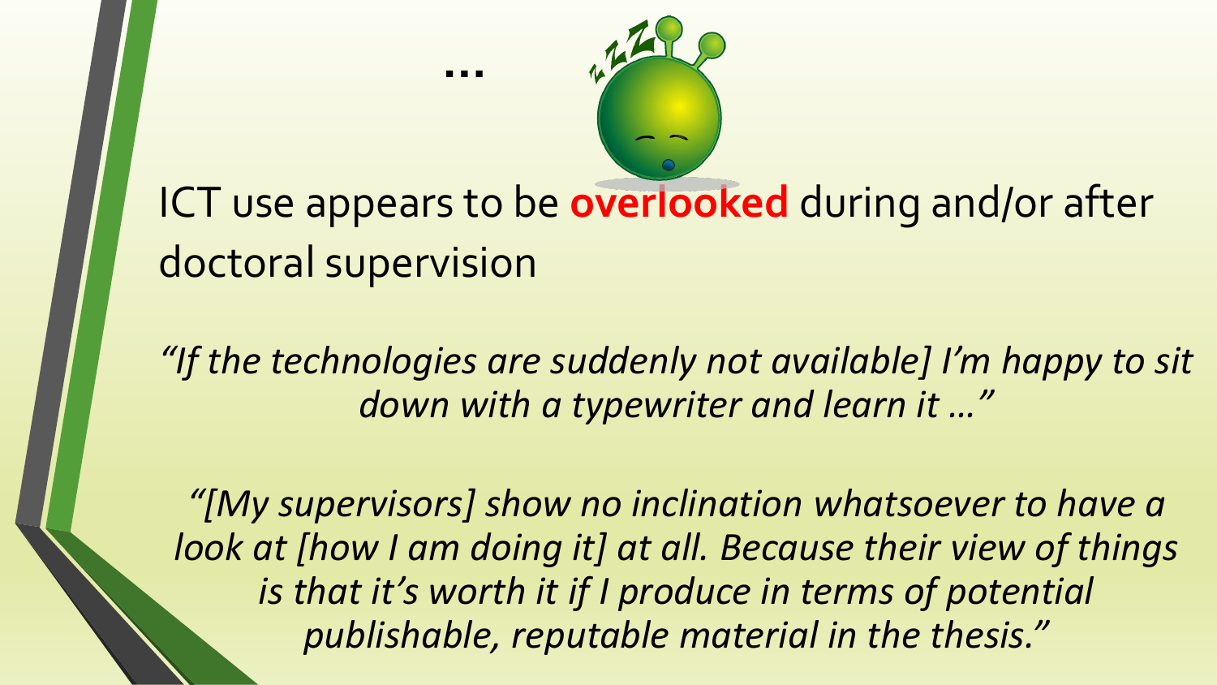…

ICT use appears to be **overlooked** during and/or after doctoral supervision

*"If the technologies are suddenly not available] I'm happy to sit down with a typewriter and learn it …"*

*"[My supervisors] show no inclination whatsoever to have a look at [how I am doing it] at all. Because their view of things is that it's worth it if I produce in terms of potential publishable, reputable material in the thesis."*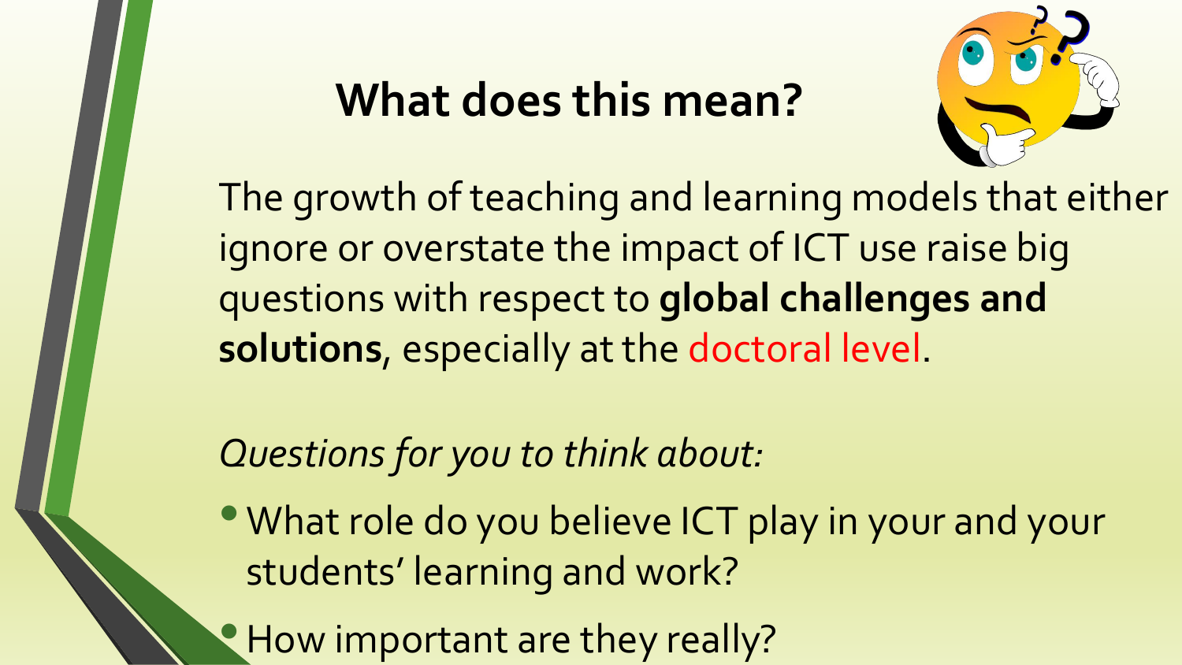# What does this mean?

The growth of teaching and learning models that either ignore or overstate the impact of ICT use raise big questions with respect to **global challenges and solutions**, especially at the doctoral level.

*Questions for you to think about:*

- What role do you believe ICT play in your and your students' learning and work?
- How important are they really?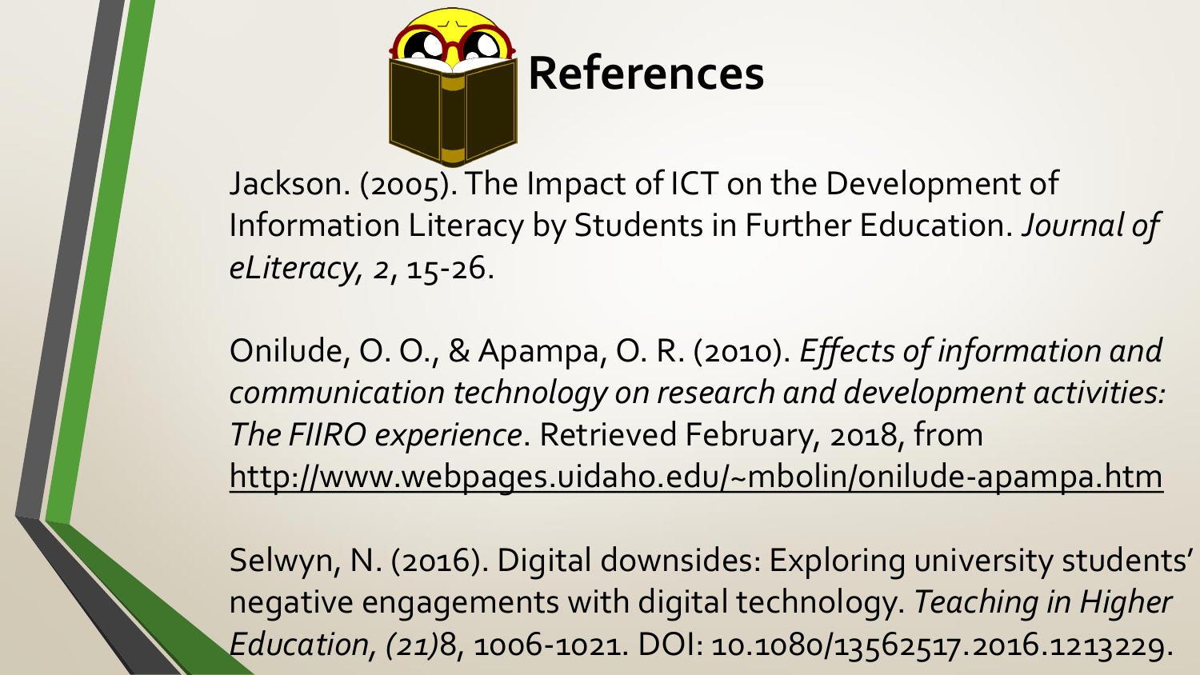# References

Jackson. (2005). The Impact of ICT on the Development of Information Literacy by Students in Further Education. *Journal of eLiteracy, 2*, 15-26.

Onilude, O. O., & Apampa, O. R. (2010). *Effects of information and communication technology on research and development activities: The FIIRO experience*. Retrieved February, 2018, from http://www.webpages.uidaho.edu/~mbolin/onilude-apampa.htm

Selwyn, N. (2016). Digital downsides: Exploring university students' negative engagements with digital technology. *Teaching in Higher Education, (21)*8, 1006-1021. DOI: 10.1080/13562517.2016.1213229.